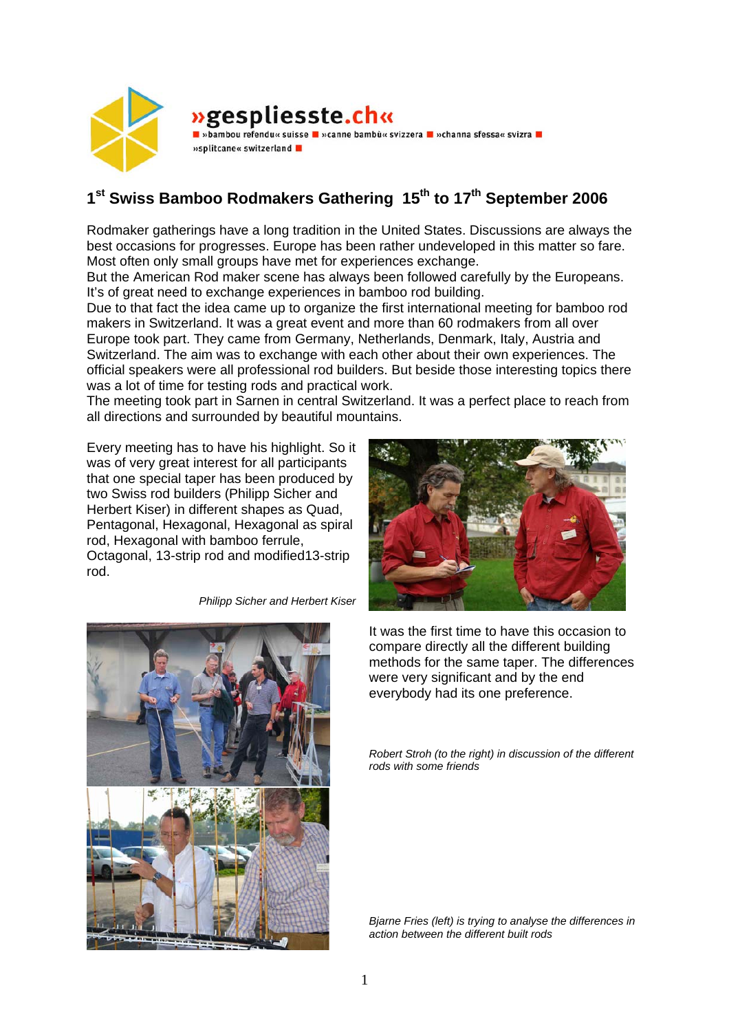»gespliesste.ch«

»bambou refendu« suisse ■ »canne bambù« svizzera ■ »channa sfessa« svizra ■ »splitcane« switzerland ■

# 1st Swiss Bamboo Rodmakers Gathering 15th to 17th September 2006

Rodmaker gatherings have a long tradition in the United States. Discussions are always the best occasions for progresses. Europe has been rather undeveloped in this matter so fare. Most often only small groups have met for experiences exchange.
But the American Rod maker scene has always been followed carefully by the Europeans. It's of great need to exchange experiences in bamboo rod building.
Due to that fact the idea came up to organize the first international meeting for bamboo rod makers in Switzerland. It was a great event and more than 60 rodmakers from all over Europe took part. They came from Germany, Netherlands, Denmark, Italy, Austria and Switzerland. The aim was to exchange with each other about their own experiences. The official speakers were all professional rod builders. But beside those interesting topics there was a lot of time for testing rods and practical work.
The meeting took part in Sarnen in central Switzerland. It was a perfect place to reach from all directions and surrounded by beautiful mountains.

Every meeting has to have his highlight. So it was of very great interest for all participants that one special taper has been produced by two Swiss rod builders (Philipp Sicher and Herbert Kiser) in different shapes as Quad, Pentagonal, Hexagonal, Hexagonal as spiral rod, Hexagonal with bamboo ferrule, Octagonal, 13-strip rod and modified13-strip rod.

*Philipp Sicher and Herbert Kiser*

It was the first time to have this occasion to compare directly all the different building methods for the same taper. The differences were very significant and by the end everybody had its one preference.

*Robert Stroh (to the right) in discussion of the different rods with some friends*

*Bjarne Fries (left) is trying to analyse the differences in action between the different built rods*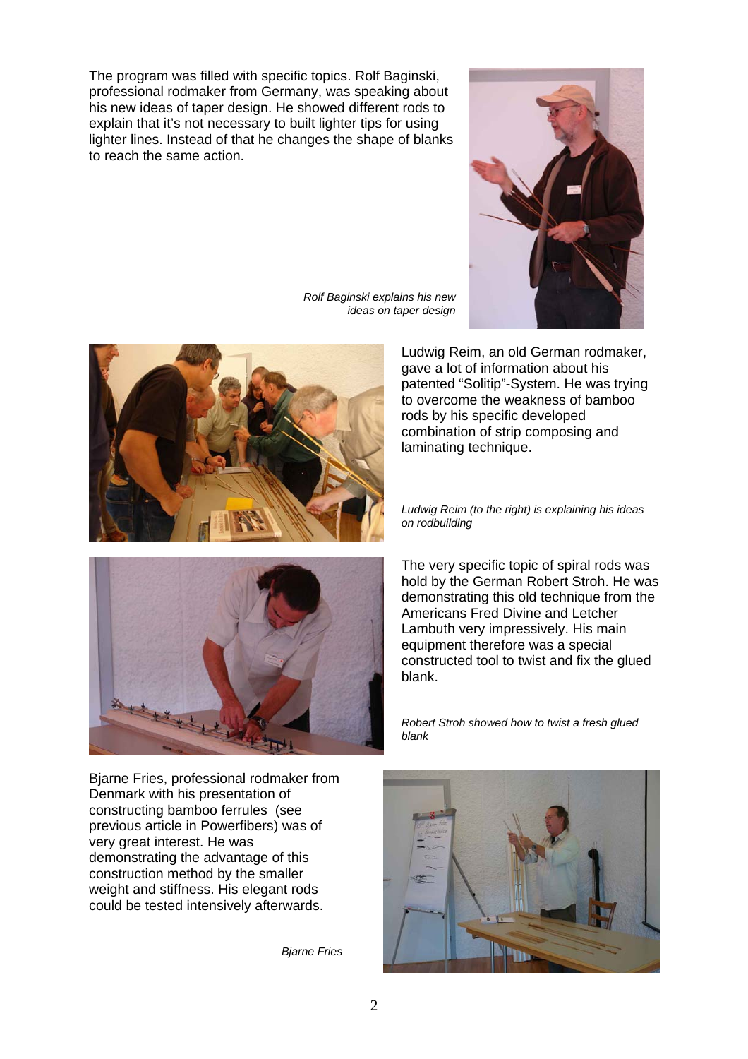The program was filled with specific topics. Rolf Baginski, professional rodmaker from Germany, was speaking about his new ideas of taper design. He showed different rods to explain that it's not necessary to built lighter tips for using lighter lines. Instead of that he changes the shape of blanks to reach the same action.

*Rolf Baginski explains his new ideas on taper design*

Ludwig Reim, an old German rodmaker, gave a lot of information about his patented "Solitip"-System. He was trying to overcome the weakness of bamboo rods by his specific developed combination of strip composing and laminating technique.

*Ludwig Reim (to the right) is explaining his ideas on rodbuilding*

The very specific topic of spiral rods was hold by the German Robert Stroh. He was demonstrating this old technique from the Americans Fred Divine and Letcher Lambuth very impressively. His main equipment therefore was a special constructed tool to twist and fix the glued blank.

*Robert Stroh showed how to twist a fresh glued blank*

Bjarne Fries, professional rodmaker from Denmark with his presentation of constructing bamboo ferrules (see previous article in Powerfibers) was of very great interest. He was demonstrating the advantage of this construction method by the smaller weight and stiffness. His elegant rods could be tested intensively afterwards.

*Bjarne Fries*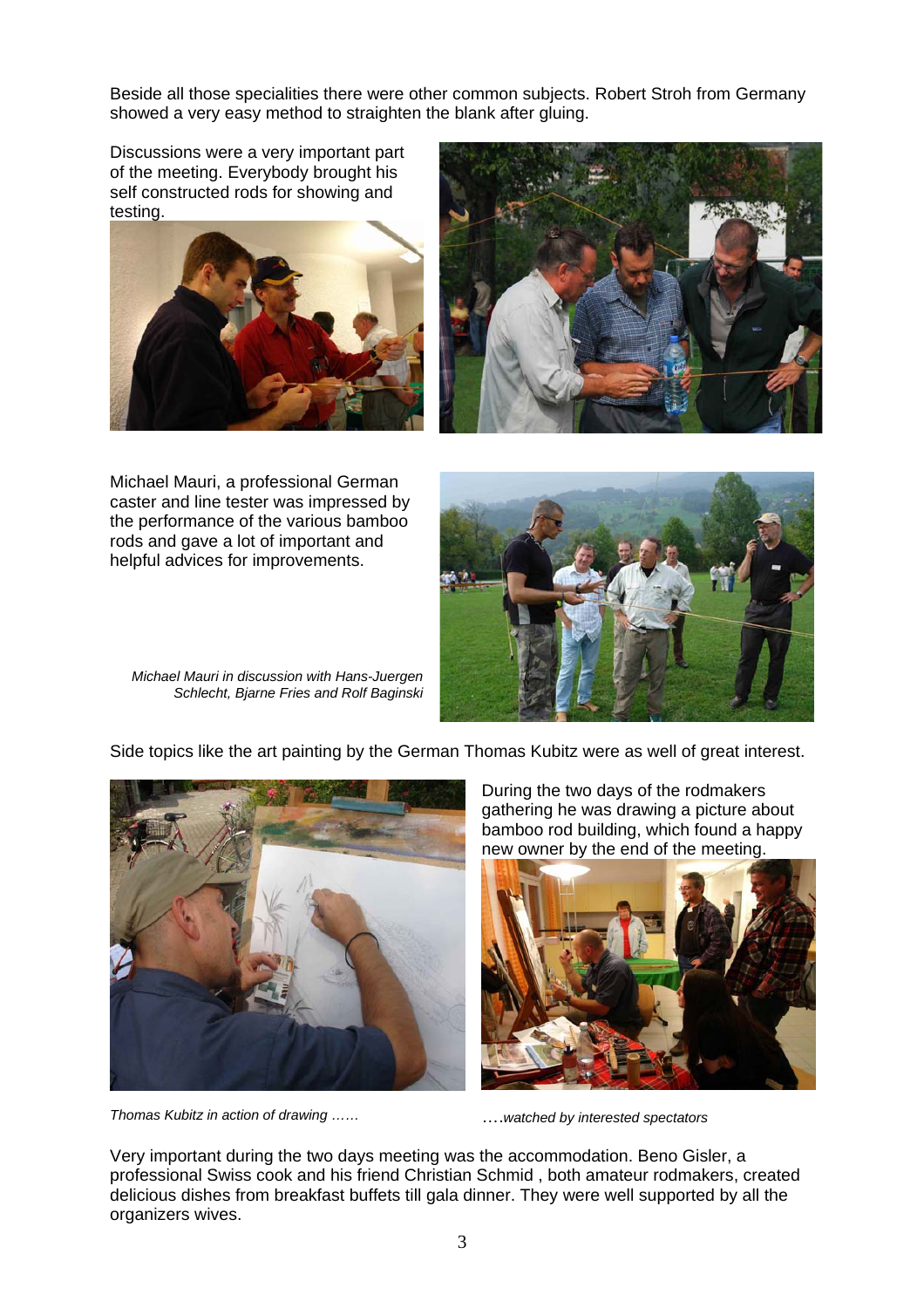Beside all those specialities there were other common subjects. Robert Stroh from Germany showed a very easy method to straighten the blank after gluing.

Discussions were a very important part of the meeting. Everybody brought his self constructed rods for showing and testing.

Michael Mauri, a professional German caster and line tester was impressed by the performance of the various bamboo rods and gave a lot of important and helpful advices for improvements.

*Michael Mauri in discussion with Hans-Juergen Schlecht, Bjarne Fries and Rolf Baginski*

Side topics like the art painting by the German Thomas Kubitz were as well of great interest.

During the two days of the rodmakers gathering he was drawing a picture about bamboo rod building, which found a happy new owner by the end of the meeting.

*Thomas Kubitz in action of drawing ……*

*….watched by interested spectators*

Very important during the two days meeting was the accommodation. Beno Gisler, a professional Swiss cook and his friend Christian Schmid , both amateur rodmakers, created delicious dishes from breakfast buffets till gala dinner. They were well supported by all the organizers wives.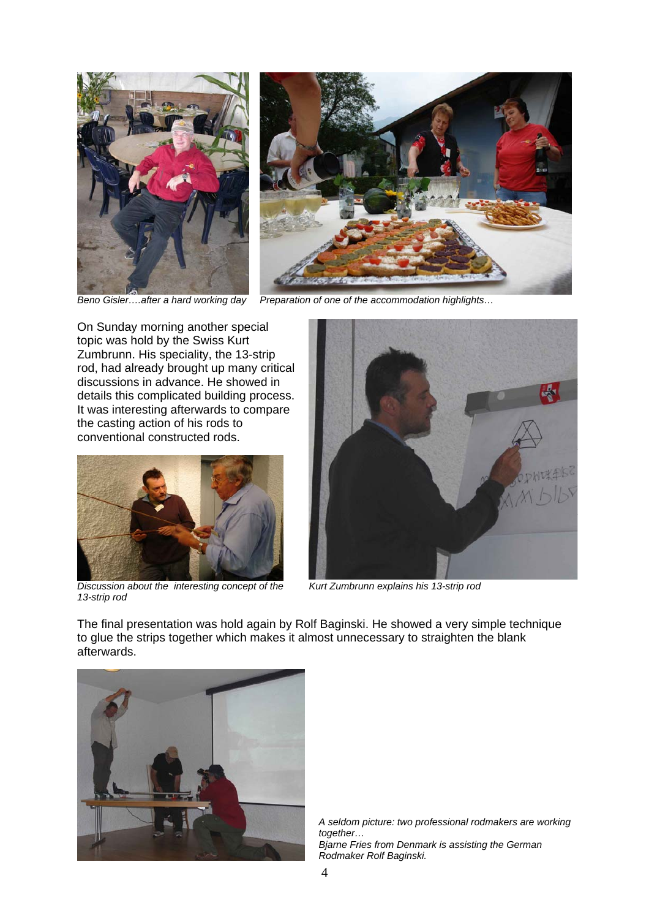*Beno Gisler….after a hard working day*

*Preparation of one of the accommodation highlights…*

On Sunday morning another special topic was hold by the Swiss Kurt Zumbrunn. His speciality, the 13-strip rod, had already brought up many critical discussions in advance. He showed in details this complicated building process. It was interesting afterwards to compare the casting action of his rods to conventional constructed rods.

*Discussion about the interesting concept of the 13-strip rod*

*Kurt Zumbrunn explains his 13-strip rod*

The final presentation was hold again by Rolf Baginski. He showed a very simple technique to glue the strips together which makes it almost unnecessary to straighten the blank afterwards.

*A seldom picture: two professional rodmakers are working together…*
*Bjarne Fries from Denmark is assisting the German Rodmaker Rolf Baginski.*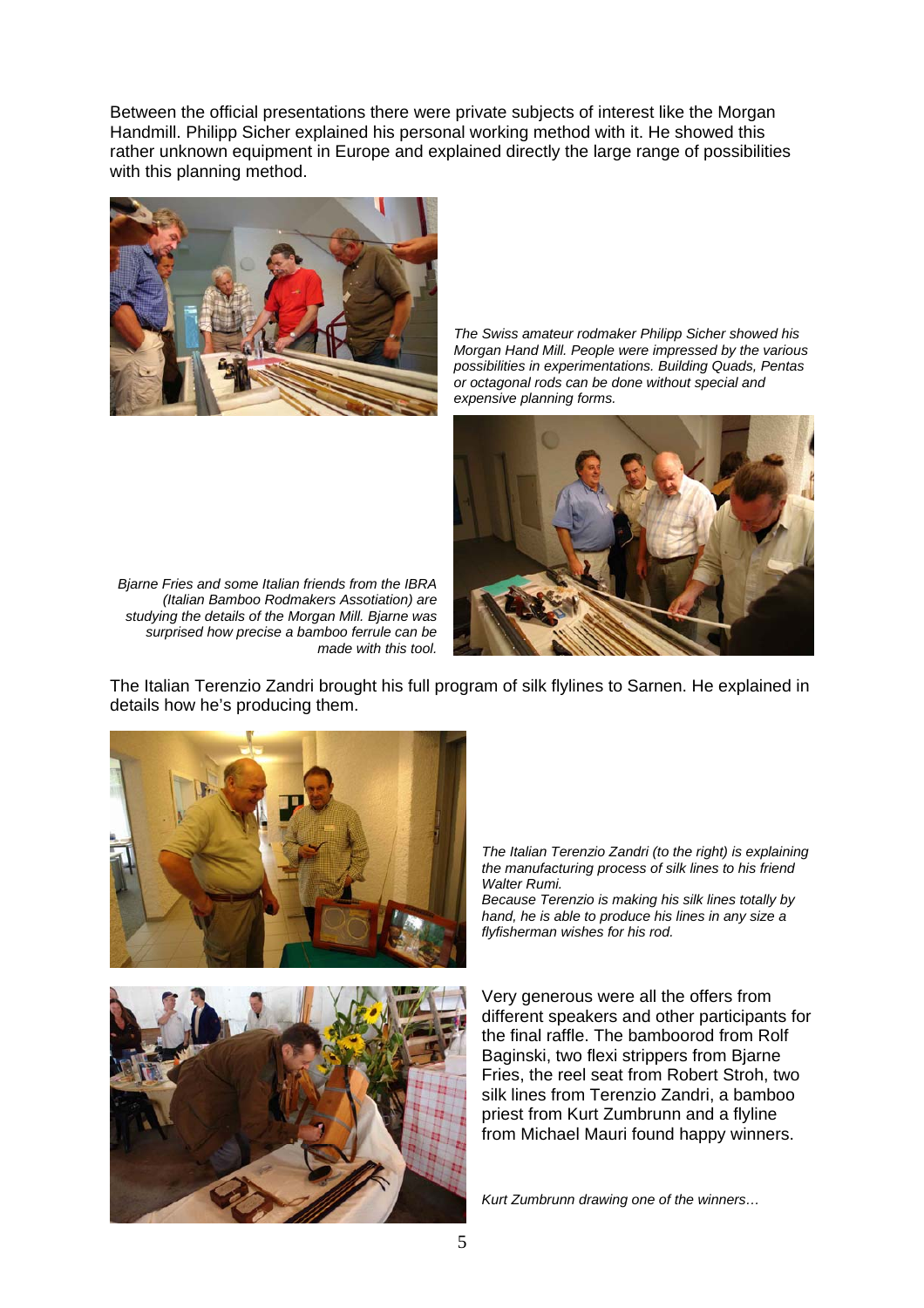Between the official presentations there were private subjects of interest like the Morgan Handmill. Philipp Sicher explained his personal working method with it. He showed this rather unknown equipment in Europe and explained directly the large range of possibilities with this planning method.

*The Swiss amateur rodmaker Philipp Sicher showed his Morgan Hand Mill. People were impressed by the various possibilities in experimentations. Building Quads, Pentas or octagonal rods can be done without special and expensive planning forms.*

*Bjarne Fries and some Italian friends from the IBRA (Italian Bamboo Rodmakers Assotiation) are studying the details of the Morgan Mill. Bjarne was surprised how precise a bamboo ferrule can be made with this tool.*

The Italian Terenzio Zandri brought his full program of silk flylines to Sarnen. He explained in details how he's producing them.

*The Italian Terenzio Zandri (to the right) is explaining the manufacturing process of silk lines to his friend Walter Rumi.*
*Because Terenzio is making his silk lines totally by hand, he is able to produce his lines in any size a flyfisherman wishes for his rod.*

Very generous were all the offers from different speakers and other participants for the final raffle. The bamboorod from Rolf Baginski, two flexi strippers from Bjarne Fries, the reel seat from Robert Stroh, two silk lines from Terenzio Zandri, a bamboo priest from Kurt Zumbrunn and a flyline from Michael Mauri found happy winners.

*Kurt Zumbrunn drawing one of the winners…*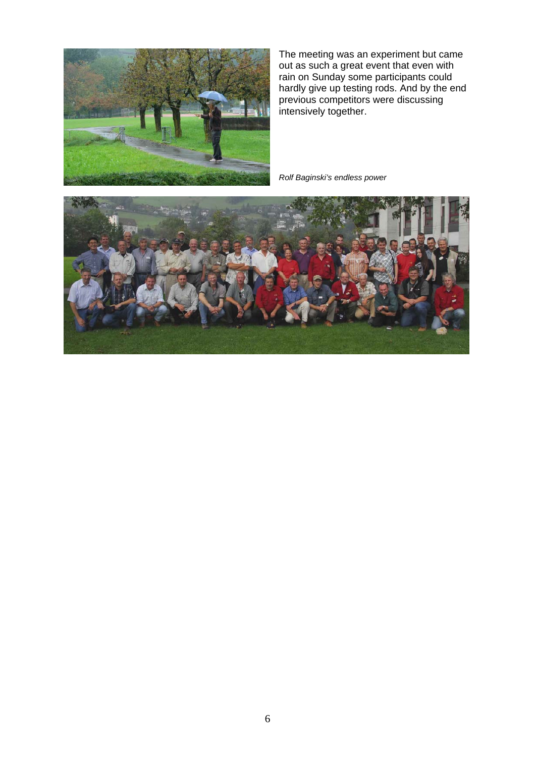The meeting was an experiment but came out as such a great event that even with rain on Sunday some participants could hardly give up testing rods. And by the end previous competitors were discussing intensively together.

*Rolf Baginski's endless power*